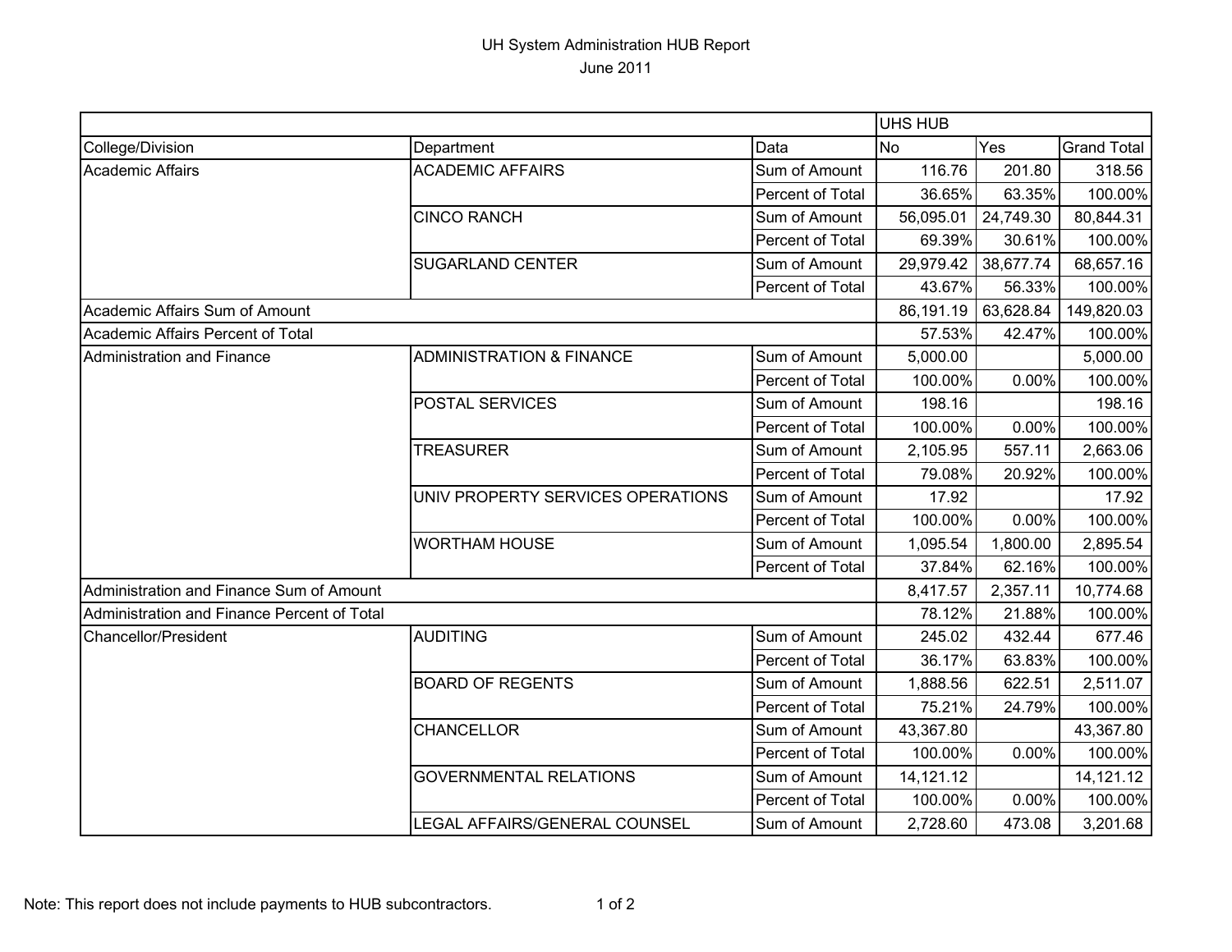# UH System Administration HUB Report

June 2011

| | | | UHS HUB | | |
|---|---|---|---|---|---|
| College/Division | Department | Data | No | Yes | Grand Total |
| Academic Affairs | ACADEMIC AFFAIRS | Sum of Amount | 116.76 | 201.80 | 318.56 |
| | | Percent of Total | 36.65% | 63.35% | 100.00% |
| | CINCO RANCH | Sum of Amount | 56,095.01 | 24,749.30 | 80,844.31 |
| | | Percent of Total | 69.39% | 30.61% | 100.00% |
| | SUGARLAND CENTER | Sum of Amount | 29,979.42 | 38,677.74 | 68,657.16 |
| | | Percent of Total | 43.67% | 56.33% | 100.00% |
| Academic Affairs Sum of Amount | | | 86,191.19 | 63,628.84 | 149,820.03 |
| Academic Affairs Percent of Total | | | 57.53% | 42.47% | 100.00% |
| Administration and Finance | ADMINISTRATION & FINANCE | Sum of Amount | 5,000.00 | | 5,000.00 |
| | | Percent of Total | 100.00% | 0.00% | 100.00% |
| | POSTAL SERVICES | Sum of Amount | 198.16 | | 198.16 |
| | | Percent of Total | 100.00% | 0.00% | 100.00% |
| | TREASURER | Sum of Amount | 2,105.95 | 557.11 | 2,663.06 |
| | | Percent of Total | 79.08% | 20.92% | 100.00% |
| | UNIV PROPERTY SERVICES OPERATIONS | Sum of Amount | 17.92 | | 17.92 |
| | | Percent of Total | 100.00% | 0.00% | 100.00% |
| | WORTHAM HOUSE | Sum of Amount | 1,095.54 | 1,800.00 | 2,895.54 |
| | | Percent of Total | 37.84% | 62.16% | 100.00% |
| Administration and Finance Sum of Amount | | | 8,417.57 | 2,357.11 | 10,774.68 |
| Administration and Finance Percent of Total | | | 78.12% | 21.88% | 100.00% |
| Chancellor/President | AUDITING | Sum of Amount | 245.02 | 432.44 | 677.46 |
| | | Percent of Total | 36.17% | 63.83% | 100.00% |
| | BOARD OF REGENTS | Sum of Amount | 1,888.56 | 622.51 | 2,511.07 |
| | | Percent of Total | 75.21% | 24.79% | 100.00% |
| | CHANCELLOR | Sum of Amount | 43,367.80 | | 43,367.80 |
| | | Percent of Total | 100.00% | 0.00% | 100.00% |
| | GOVERNMENTAL RELATIONS | Sum of Amount | 14,121.12 | | 14,121.12 |
| | | Percent of Total | 100.00% | 0.00% | 100.00% |
| | LEGAL AFFAIRS/GENERAL COUNSEL | Sum of Amount | 2,728.60 | 473.08 | 3,201.68 |

Note: This report does not include payments to HUB subcontractors.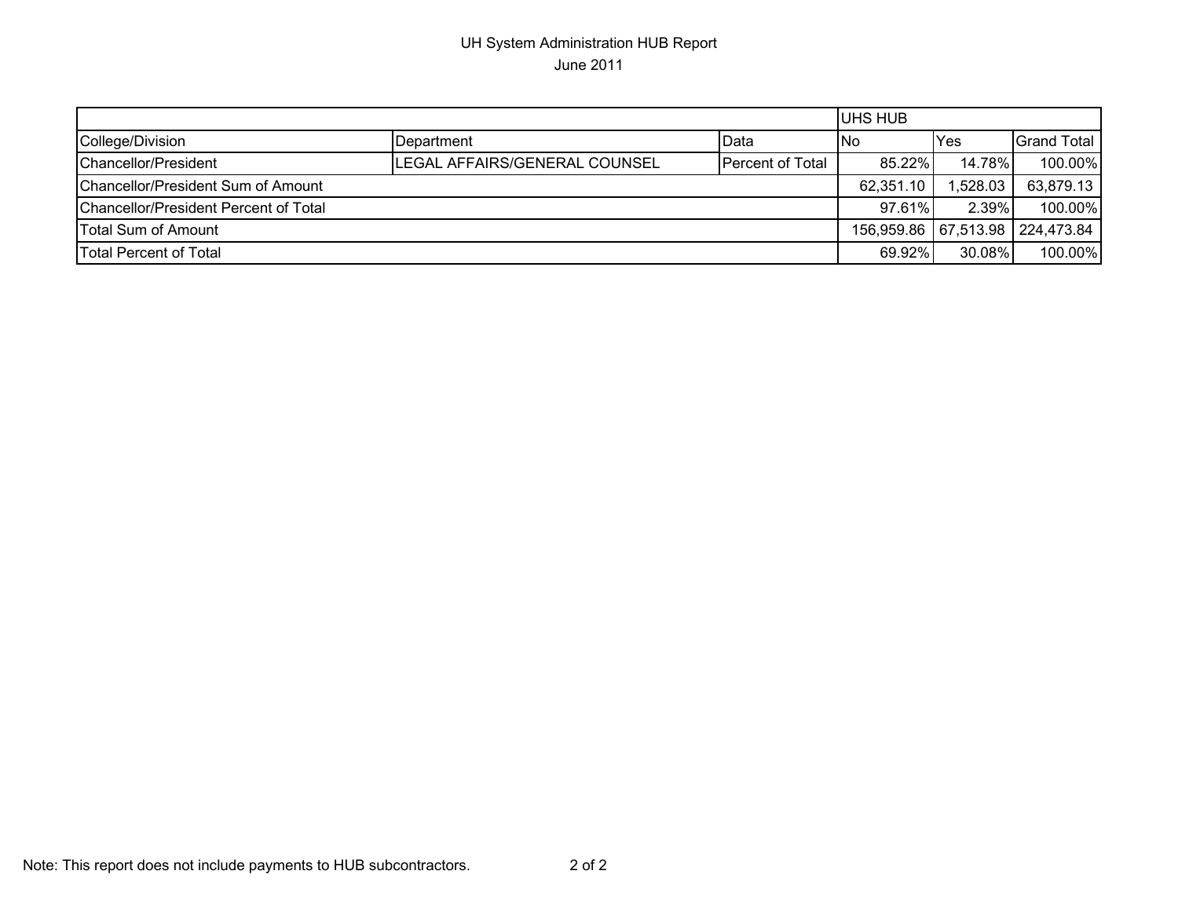UH System Administration HUB Report
June 2011

| | | | UHS HUB | | |
|---|---|---|---|---|---|
| College/Division | Department | Data | No | Yes | Grand Total |
| Chancellor/President | LEGAL AFFAIRS/GENERAL COUNSEL | Percent of Total | 85.22% | 14.78% | 100.00% |
| Chancellor/President Sum of Amount | | | 62,351.10 | 1,528.03 | 63,879.13 |
| Chancellor/President Percent of Total | | | 97.61% | 2.39% | 100.00% |
| Total Sum of Amount | | | 156,959.86 | 67,513.98 | 224,473.84 |
| Total Percent of Total | | | 69.92% | 30.08% | 100.00% |

Note: This report does not include payments to HUB subcontractors.